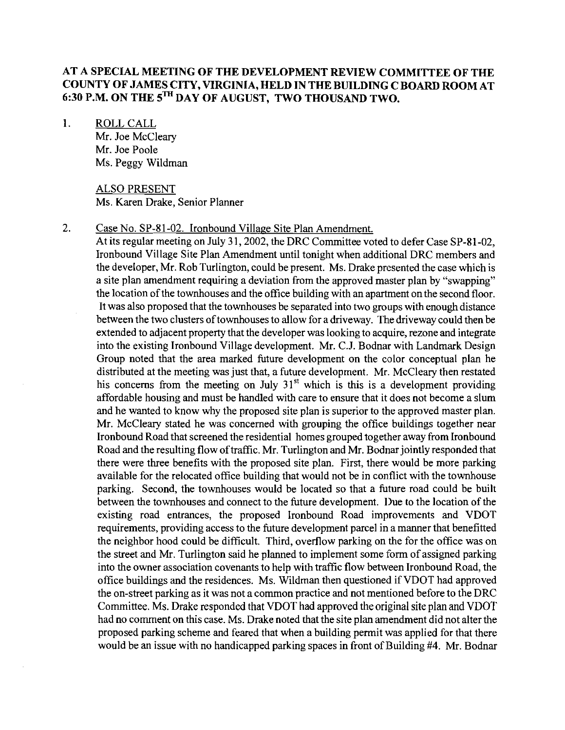**AT A SPECIAL MEETING OF THE DEVELOPMENT REVIEW COMMITTEE OF THE COUNTY OF JAMES CITY, VIRGINIA, HELD IN THE BUILDING C BOARD ROOM AT 6:30 P.M. ON THE 5TH DAY OF AUGUST, TWO THOUSAND TWO.**

1. ROLL CALL
   Mr. Joe McCleary
   Mr. Joe Poole
   Ms. Peggy Wildman

   ALSO PRESENT
   Ms. Karen Drake, Senior Planner

2. Case No. SP-81-02. Ironbound Village Site Plan Amendment.
   At its regular meeting on July 31, 2002, the DRC Committee voted to defer Case SP-81-02, Ironbound Village Site Plan Amendment until tonight when additional DRC members and the developer, Mr. Rob Turlington, could be present. Ms. Drake presented the case which is a site plan amendment requiring a deviation from the approved master plan by "swapping" the location of the townhouses and the office building with an apartment on the second floor. It was also proposed that the townhouses be separated into two groups with enough distance between the two clusters of townhouses to allow for a driveway. The driveway could then be extended to adjacent property that the developer was looking to acquire, rezone and integrate into the existing Ironbound Village development. Mr. C.J. Bodnar with Landmark Design Group noted that the area marked future development on the color conceptual plan he distributed at the meeting was just that, a future development. Mr. McCleary then restated his concerns from the meeting on July 31st which is this is a development providing affordable housing and must be handled with care to ensure that it does not become a slum and he wanted to know why the proposed site plan is superior to the approved master plan. Mr. McCleary stated he was concerned with grouping the office buildings together near Ironbound Road that screened the residential homes grouped together away from Ironbound Road and the resulting flow of traffic. Mr. Turlington and Mr. Bodnar jointly responded that there were three benefits with the proposed site plan. First, there would be more parking available for the relocated office building that would not be in conflict with the townhouse parking. Second, the townhouses would be located so that a future road could be built between the townhouses and connect to the future development. Due to the location of the existing road entrances, the proposed Ironbound Road improvements and VDOT requirements, providing access to the future development parcel in a manner that benefitted the neighbor hood could be difficult. Third, overflow parking on the for the office was on the street and Mr. Turlington said he planned to implement some form of assigned parking into the owner association covenants to help with traffic flow between Ironbound Road, the office buildings and the residences. Ms. Wildman then questioned if VDOT had approved the on-street parking as it was not a common practice and not mentioned before to the DRC Committee. Ms. Drake responded that VDOT had approved the original site plan and VDOT had no comment on this case. Ms. Drake noted that the site plan amendment did not alter the proposed parking scheme and feared that when a building permit was applied for that there would be an issue with no handicapped parking spaces in front of Building #4. Mr. Bodnar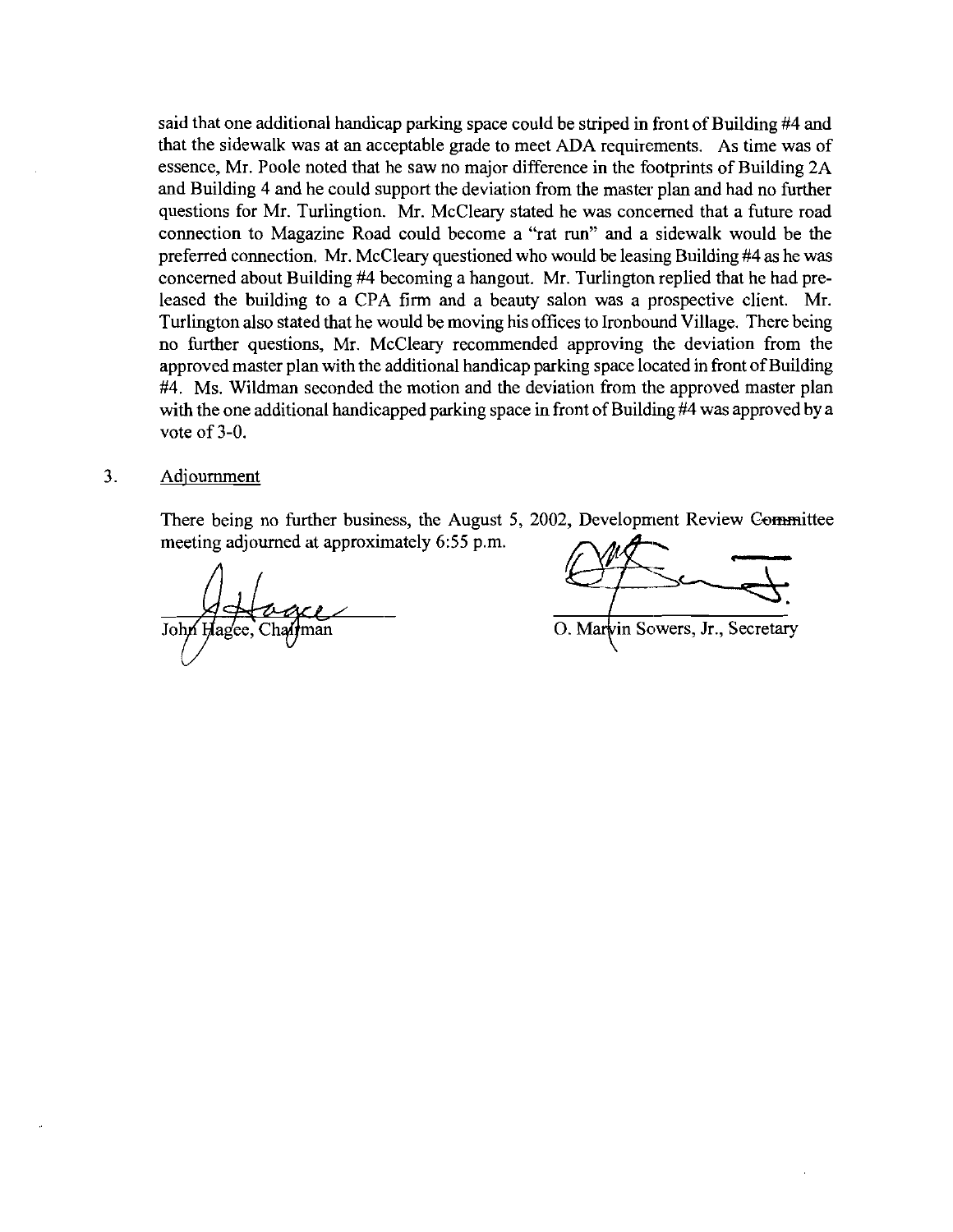said that one additional handicap parking space could be striped in front of Building #4 and that the sidewalk was at an acceptable grade to meet ADA requirements. As time was of essence, Mr. Poole noted that he saw no major difference in the footprints of Building 2A and Building 4 and he could support the deviation from the master plan and had no further questions for Mr. Turlingtion. Mr. McCleary stated he was concerned that a future road connection to Magazine Road could become a "rat run" and a sidewalk would be the preferred connection. Mr. McCleary questioned who would be leasing Building #4 as he was concerned about Building #4 becoming a hangout. Mr. Turlington replied that he had pre-leased the building to a CPA firm and a beauty salon was a prospective client. Mr. Turlington also stated that he would be moving his offices to Ironbound Village. There being no further questions, Mr. McCleary recommended approving the deviation from the approved master plan with the additional handicap parking space located in front of Building #4. Ms. Wildman seconded the motion and the deviation from the approved master plan with the one additional handicapped parking space in front of Building #4 was approved by a vote of 3-0.

3. Adjournment

There being no further business, the August 5, 2002, Development Review Committee meeting adjourned at approximately 6:55 p.m.

John Hagee, Chairman

O. Marvin Sowers, Jr., Secretary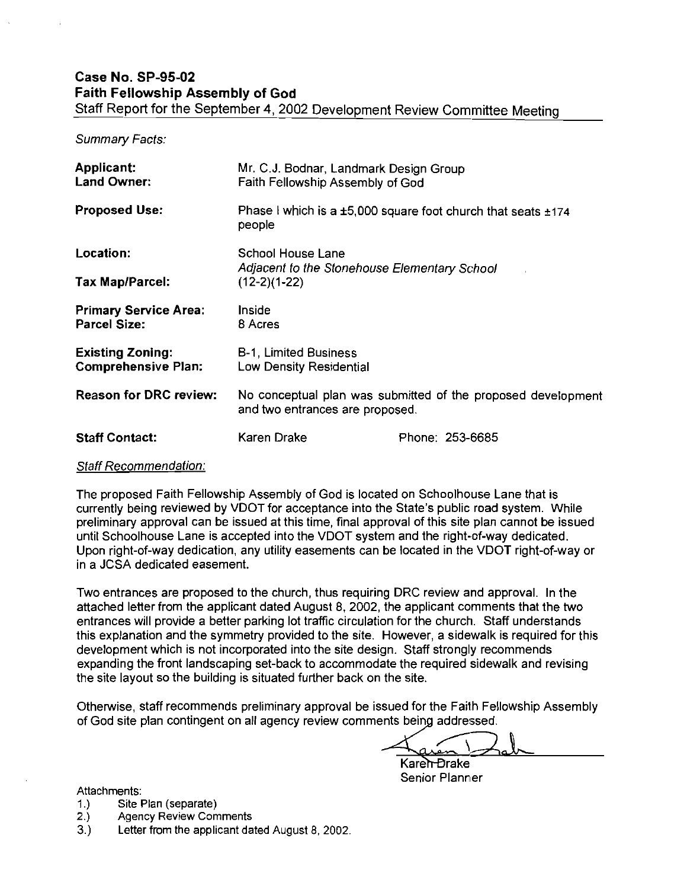## Case No. SP-95-02
## Faith Fellowship Assembly of God

Staff Report for the September 4, 2002 Development Review Committee Meeting

*Summary Facts:*

| | |
|---|---|
| **Applicant:** | Mr. C.J. Bodnar, Landmark Design Group |
| **Land Owner:** | Faith Fellowship Assembly of God |
| **Proposed Use:** | Phase I which is a ±5,000 square foot church that seats ±174 people |
| **Location:** | School House Lane<br>*Adjacent to the Stonehouse Elementary School* |
| **Tax Map/Parcel:** | (12-2)(1-22) |
| **Primary Service Area:** | Inside |
| **Parcel Size:** | 8 Acres |
| **Existing Zoning:** | B-1, Limited Business |
| **Comprehensive Plan:** | Low Density Residential |
| **Reason for DRC review:** | No conceptual plan was submitted of the proposed development and two entrances are proposed. |
| **Staff Contact:** | Karen Drake &nbsp;&nbsp;&nbsp;&nbsp; Phone: 253-6685 |

Staff Recommendation:

The proposed Faith Fellowship Assembly of God is located on Schoolhouse Lane that is currently being reviewed by VDOT for acceptance into the State's public road system. While preliminary approval can be issued at this time, final approval of this site plan cannot be issued until Schoolhouse Lane is accepted into the VDOT system and the right-of-way dedicated. Upon right-of-way dedication, any utility easements can be located in the VDOT right-of-way or in a JCSA dedicated easement.

Two entrances are proposed to the church, thus requiring DRC review and approval. In the attached letter from the applicant dated August 8, 2002, the applicant comments that the two entrances will provide a better parking lot traffic circulation for the church. Staff understands this explanation and the symmetry provided to the site. However, a sidewalk is required for this development which is not incorporated into the site design. Staff strongly recommends expanding the front landscaping set-back to accommodate the required sidewalk and revising the site layout so the building is situated further back on the site.

Otherwise, staff recommends preliminary approval be issued for the Faith Fellowship Assembly of God site plan contingent on all agency review comments being addressed.

Karen Drake
Senior Planner

Attachments:

1.) Site Plan (separate)
2.) Agency Review Comments
3.) Letter from the applicant dated August 8, 2002.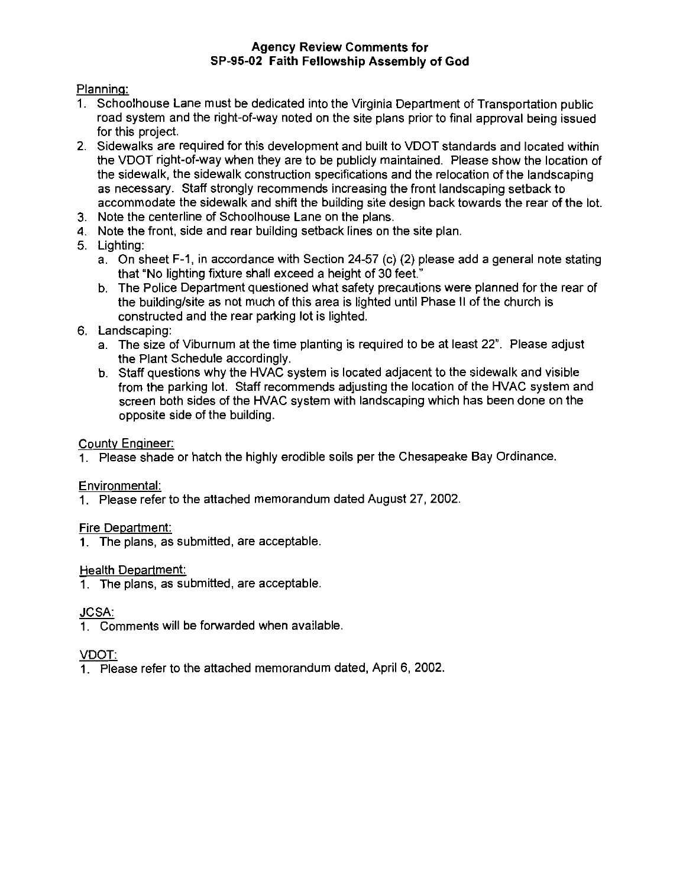**Agency Review Comments for**
**SP-95-02 Faith Fellowship Assembly of God**

Planning:

1. Schoolhouse Lane must be dedicated into the Virginia Department of Transportation public road system and the right-of-way noted on the site plans prior to final approval being issued for this project.
2. Sidewalks are required for this development and built to VDOT standards and located within the VDOT right-of-way when they are to be publicly maintained. Please show the location of the sidewalk, the sidewalk construction specifications and the relocation of the landscaping as necessary. Staff strongly recommends increasing the front landscaping setback to accommodate the sidewalk and shift the building site design back towards the rear of the lot.
3. Note the centerline of Schoolhouse Lane on the plans.
4. Note the front, side and rear building setback lines on the site plan.
5. Lighting:
   a. On sheet F-1, in accordance with Section 24-57 (c) (2) please add a general note stating that "No lighting fixture shall exceed a height of 30 feet."
   b. The Police Department questioned what safety precautions were planned for the rear of the building/site as not much of this area is lighted until Phase II of the church is constructed and the rear parking lot is lighted.
6. Landscaping:
   a. The size of Viburnum at the time planting is required to be at least 22". Please adjust the Plant Schedule accordingly.
   b. Staff questions why the HVAC system is located adjacent to the sidewalk and visible from the parking lot. Staff recommends adjusting the location of the HVAC system and screen both sides of the HVAC system with landscaping which has been done on the opposite side of the building.

County Engineer:

1. Please shade or hatch the highly erodible soils per the Chesapeake Bay Ordinance.

Environmental:

1. Please refer to the attached memorandum dated August 27, 2002.

Fire Department:

1. The plans, as submitted, are acceptable.

Health Department:

1. The plans, as submitted, are acceptable.

JCSA:

1. Comments will be forwarded when available.

VDOT:

1. Please refer to the attached memorandum dated, April 6, 2002.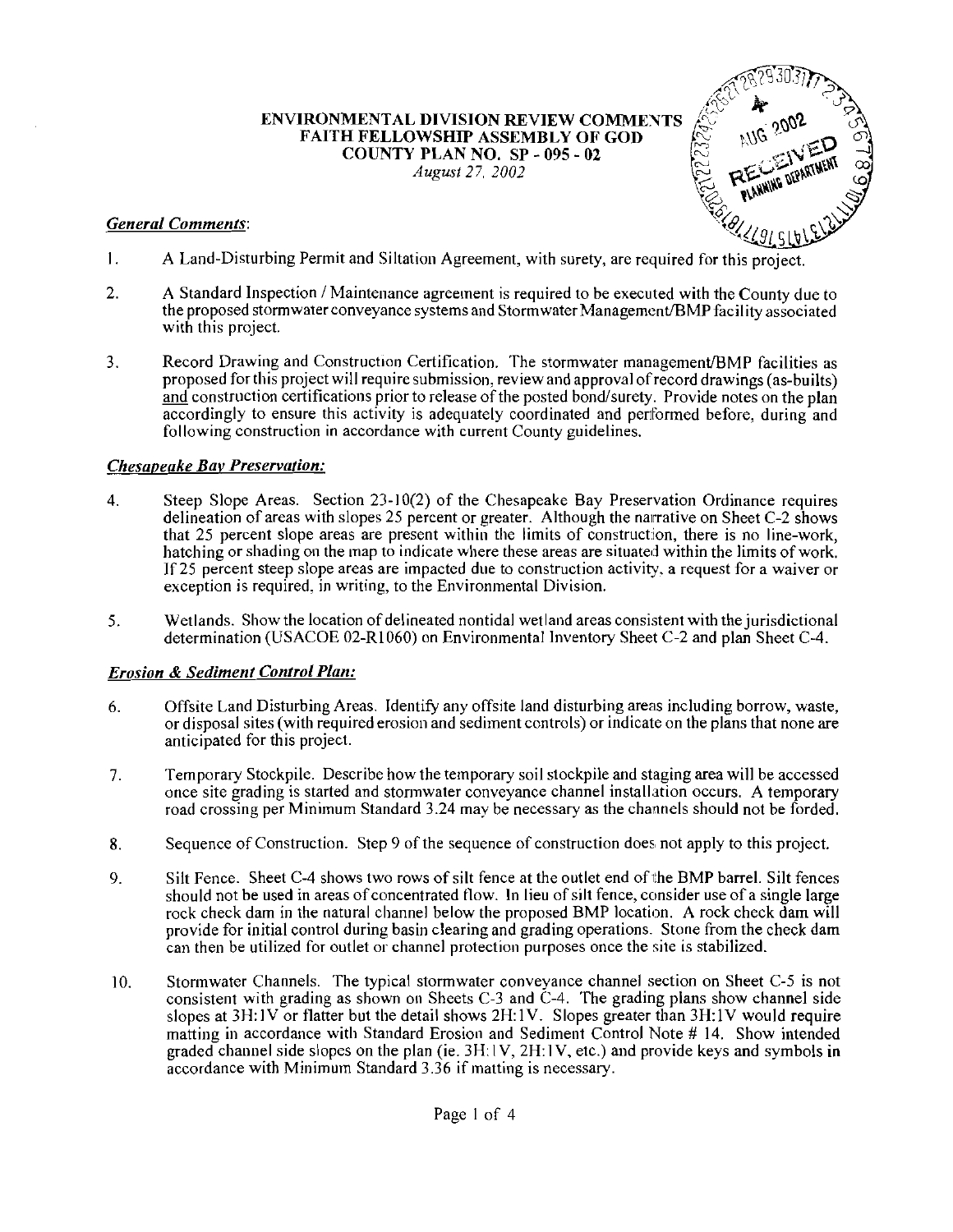**ENVIRONMENTAL DIVISION REVIEW COMMENTS**
**FAITH FELLOWSHIP ASSEMBLY OF GOD**
**COUNTY PLAN NO. SP - 095 - 02**
*August 27, 2002*

RECEIVED AUG 2002 PLANNING DEPARTMENT

***General Comments:***

1. A Land-Disturbing Permit and Siltation Agreement, with surety, are required for this project.

2. A Standard Inspection / Maintenance agreement is required to be executed with the County due to the proposed stormwater conveyance systems and Stormwater Management/BMP facility associated with this project.

3. Record Drawing and Construction Certification. The stormwater management/BMP facilities as proposed for this project will require submission, review and approval of record drawings (as-builts) and construction certifications prior to release of the posted bond/surety. Provide notes on the plan accordingly to ensure this activity is adequately coordinated and performed before, during and following construction in accordance with current County guidelines.

***Chesapeake Bay Preservation:***

4. Steep Slope Areas. Section 23-10(2) of the Chesapeake Bay Preservation Ordinance requires delineation of areas with slopes 25 percent or greater. Although the narrative on Sheet C-2 shows that 25 percent slope areas are present within the limits of construction, there is no line-work, hatching or shading on the map to indicate where these areas are situated within the limits of work. If 25 percent steep slope areas are impacted due to construction activity, a request for a waiver or exception is required, in writing, to the Environmental Division.

5. Wetlands. Show the location of delineated nontidal wetland areas consistent with the jurisdictional determination (USACOE 02-R1060) on Environmental Inventory Sheet C-2 and plan Sheet C-4.

***Erosion & Sediment Control Plan:***

6. Offsite Land Disturbing Areas. Identify any offsite land disturbing areas including borrow, waste, or disposal sites (with required erosion and sediment controls) or indicate on the plans that none are anticipated for this project.

7. Temporary Stockpile. Describe how the temporary soil stockpile and staging area will be accessed once site grading is started and stormwater conveyance channel installation occurs. A temporary road crossing per Minimum Standard 3.24 may be necessary as the channels should not be forded.

8. Sequence of Construction. Step 9 of the sequence of construction does not apply to this project.

9. Silt Fence. Sheet C-4 shows two rows of silt fence at the outlet end of the BMP barrel. Silt fences should not be used in areas of concentrated flow. In lieu of silt fence, consider use of a single large rock check dam in the natural channel below the proposed BMP location. A rock check dam will provide for initial control during basin clearing and grading operations. Stone from the check dam can then be utilized for outlet or channel protection purposes once the site is stabilized.

10. Stormwater Channels. The typical stormwater conveyance channel section on Sheet C-5 is not consistent with grading as shown on Sheets C-3 and C-4. The grading plans show channel side slopes at 3H:1V or flatter but the detail shows 2H:1V. Slopes greater than 3H:1V would require matting in accordance with Standard Erosion and Sediment Control Note # 14. Show intended graded channel side slopes on the plan (ie. 3H:1V, 2H:1V, etc.) and provide keys and symbols in accordance with Minimum Standard 3.36 if matting is necessary.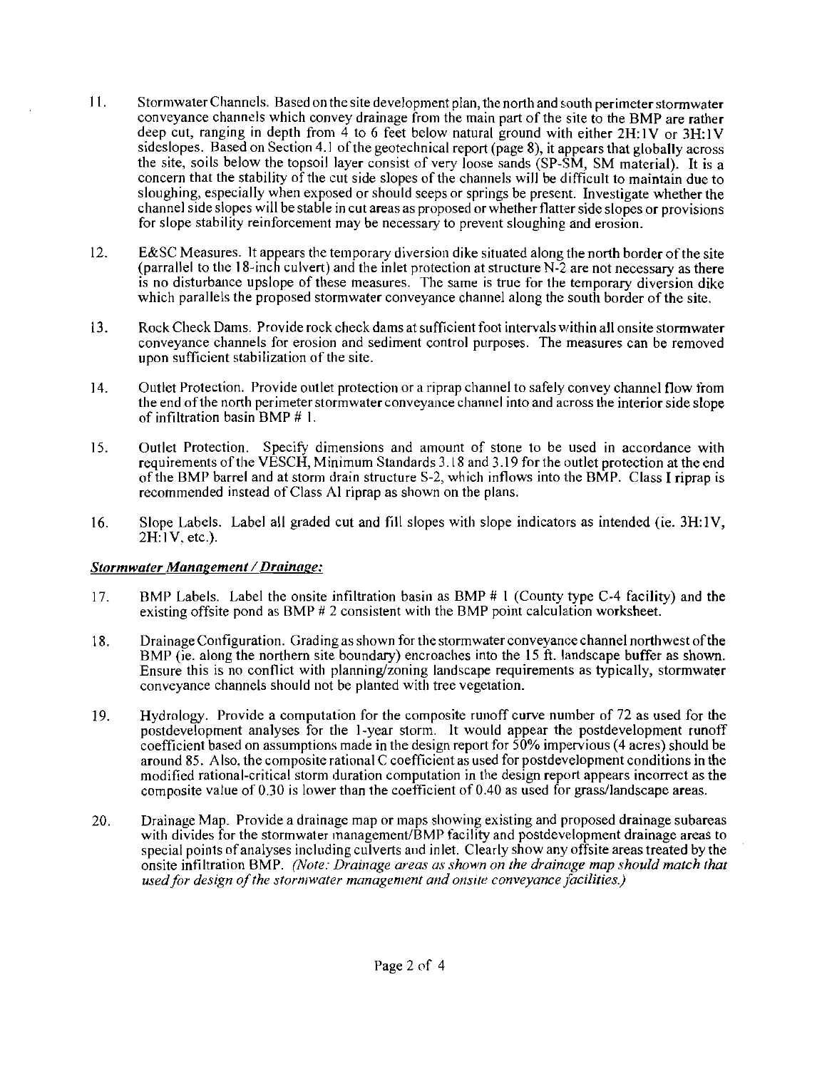11. Stormwater Channels. Based on the site development plan, the north and south perimeter stormwater conveyance channels which convey drainage from the main part of the site to the BMP are rather deep cut, ranging in depth from 4 to 6 feet below natural ground with either 2H:1V or 3H:1V sideslopes. Based on Section 4.1 of the geotechnical report (page 8), it appears that globally across the site, soils below the topsoil layer consist of very loose sands (SP-SM, SM material). It is a concern that the stability of the cut side slopes of the channels will be difficult to maintain due to sloughing, especially when exposed or should seeps or springs be present. Investigate whether the channel side slopes will be stable in cut areas as proposed or whether flatter side slopes or provisions for slope stability reinforcement may be necessary to prevent sloughing and erosion.

12. E&SC Measures. It appears the temporary diversion dike situated along the north border of the site (parrallel to the 18-inch culvert) and the inlet protection at structure N-2 are not necessary as there is no disturbance upslope of these measures. The same is true for the temporary diversion dike which parallels the proposed stormwater conveyance channel along the south border of the site.

13. Rock Check Dams. Provide rock check dams at sufficient foot intervals within all onsite stormwater conveyance channels for erosion and sediment control purposes. The measures can be removed upon sufficient stabilization of the site.

14. Outlet Protection. Provide outlet protection or a riprap channel to safely convey channel flow from the end of the north perimeter stormwater conveyance channel into and across the interior side slope of infiltration basin BMP # 1.

15. Outlet Protection. Specify dimensions and amount of stone to be used in accordance with requirements of the VESCH, Minimum Standards 3.18 and 3.19 for the outlet protection at the end of the BMP barrel and at storm drain structure S-2, which inflows into the BMP. Class I riprap is recommended instead of Class AI riprap as shown on the plans.

16. Slope Labels. Label all graded cut and fill slopes with slope indicators as intended (ie. 3H:1V, 2H:1V, etc.).

***Stormwater Management / Drainage:***

17. BMP Labels. Label the onsite infiltration basin as BMP # 1 (County type C-4 facility) and the existing offsite pond as BMP # 2 consistent with the BMP point calculation worksheet.

18. Drainage Configuration. Grading as shown for the stormwater conveyance channel northwest of the BMP (ie. along the northern site boundary) encroaches into the 15 ft. landscape buffer as shown. Ensure this is no conflict with planning/zoning landscape requirements as typically, stormwater conveyance channels should not be planted with tree vegetation.

19. Hydrology. Provide a computation for the composite runoff curve number of 72 as used for the postdevelopment analyses for the 1-year storm. It would appear the postdevelopment runoff coefficient based on assumptions made in the design report for 50% impervious (4 acres) should be around 85. Also, the composite rational C coefficient as used for postdevelopment conditions in the modified rational-critical storm duration computation in the design report appears incorrect as the composite value of 0.30 is lower than the coefficient of 0.40 as used for grass/landscape areas.

20. Drainage Map. Provide a drainage map or maps showing existing and proposed drainage subareas with divides for the stormwater management/BMP facility and postdevelopment drainage areas to special points of analyses including culverts and inlet. Clearly show any offsite areas treated by the onsite infiltration BMP. *(Note: Drainage areas as shown on the drainage map should match that used for design of the stormwater management and onsite conveyance facilities.)*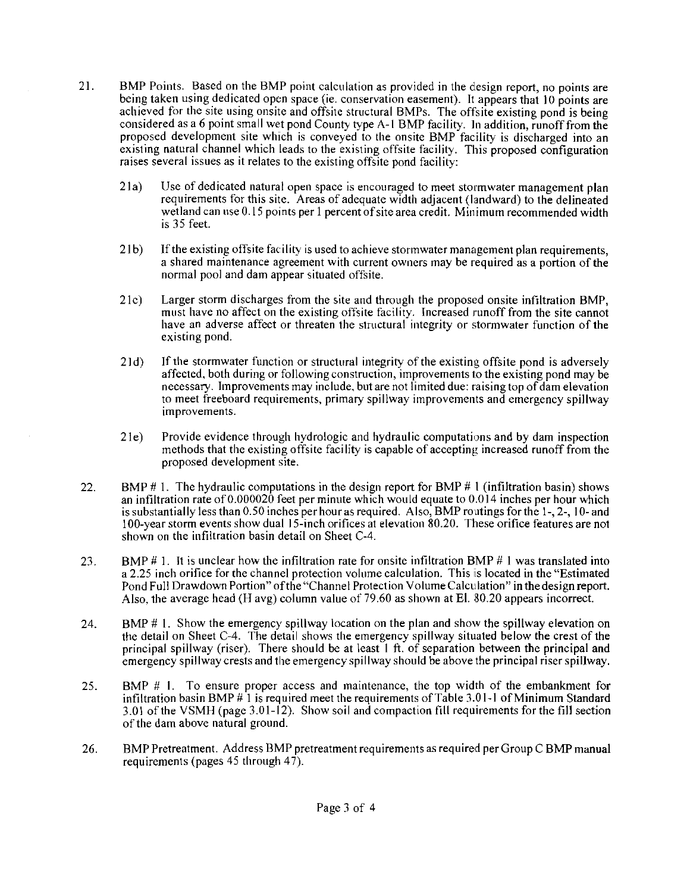21. BMP Points. Based on the BMP point calculation as provided in the design report, no points are being taken using dedicated open space (ie. conservation easement). It appears that 10 points are achieved for the site using onsite and offsite structural BMPs. The offsite existing pond is being considered as a 6 point small wet pond County type A-1 BMP facility. In addition, runoff from the proposed development site which is conveyed to the onsite BMP facility is discharged into an existing natural channel which leads to the existing offsite facility. This proposed configuration raises several issues as it relates to the existing offsite pond facility:

    21a) Use of dedicated natural open space is encouraged to meet stormwater management plan requirements for this site. Areas of adequate width adjacent (landward) to the delineated wetland can use 0.15 points per 1 percent of site area credit. Minimum recommended width is 35 feet.

    21b) If the existing offsite facility is used to achieve stormwater management plan requirements, a shared maintenance agreement with current owners may be required as a portion of the normal pool and dam appear situated offsite.

    21c) Larger storm discharges from the site and through the proposed onsite infiltration BMP, must have no affect on the existing offsite facility. Increased runoff from the site cannot have an adverse affect or threaten the structural integrity or stormwater function of the existing pond.

    21d) If the stormwater function or structural integrity of the existing offsite pond is adversely affected, both during or following construction, improvements to the existing pond may be necessary. Improvements may include, but are not limited due: raising top of dam elevation to meet freeboard requirements, primary spillway improvements and emergency spillway improvements.

    21e) Provide evidence through hydrologic and hydraulic computations and by dam inspection methods that the existing offsite facility is capable of accepting increased runoff from the proposed development site.

22. BMP # 1. The hydraulic computations in the design report for BMP # 1 (infiltration basin) shows an infiltration rate of 0.000020 feet per minute which would equate to 0.014 inches per hour which is substantially less than 0.50 inches per hour as required. Also, BMP routings for the 1-, 2-, 10- and 100-year storm events show dual 15-inch orifices at elevation 80.20. These orifice features are not shown on the infiltration basin detail on Sheet C-4.

23. BMP # 1. It is unclear how the infiltration rate for onsite infiltration BMP # 1 was translated into a 2.25 inch orifice for the channel protection volume calculation. This is located in the "Estimated Pond Full Drawdown Portion" of the "Channel Protection Volume Calculation" in the design report. Also, the average head (H avg) column value of 79.60 as shown at El. 80.20 appears incorrect.

24. BMP # 1. Show the emergency spillway location on the plan and show the spillway elevation on the detail on Sheet C-4. The detail shows the emergency spillway situated below the crest of the principal spillway (riser). There should be at least 1 ft. of separation between the principal and emergency spillway crests and the emergency spillway should be above the principal riser spillway.

25. BMP # 1. To ensure proper access and maintenance, the top width of the embankment for infiltration basin BMP # 1 is required meet the requirements of Table 3.01-1 of Minimum Standard 3.01 of the VSMH (page 3.01-12). Show soil and compaction fill requirements for the fill section of the dam above natural ground.

26. BMP Pretreatment. Address BMP pretreatment requirements as required per Group C BMP manual requirements (pages 45 through 47).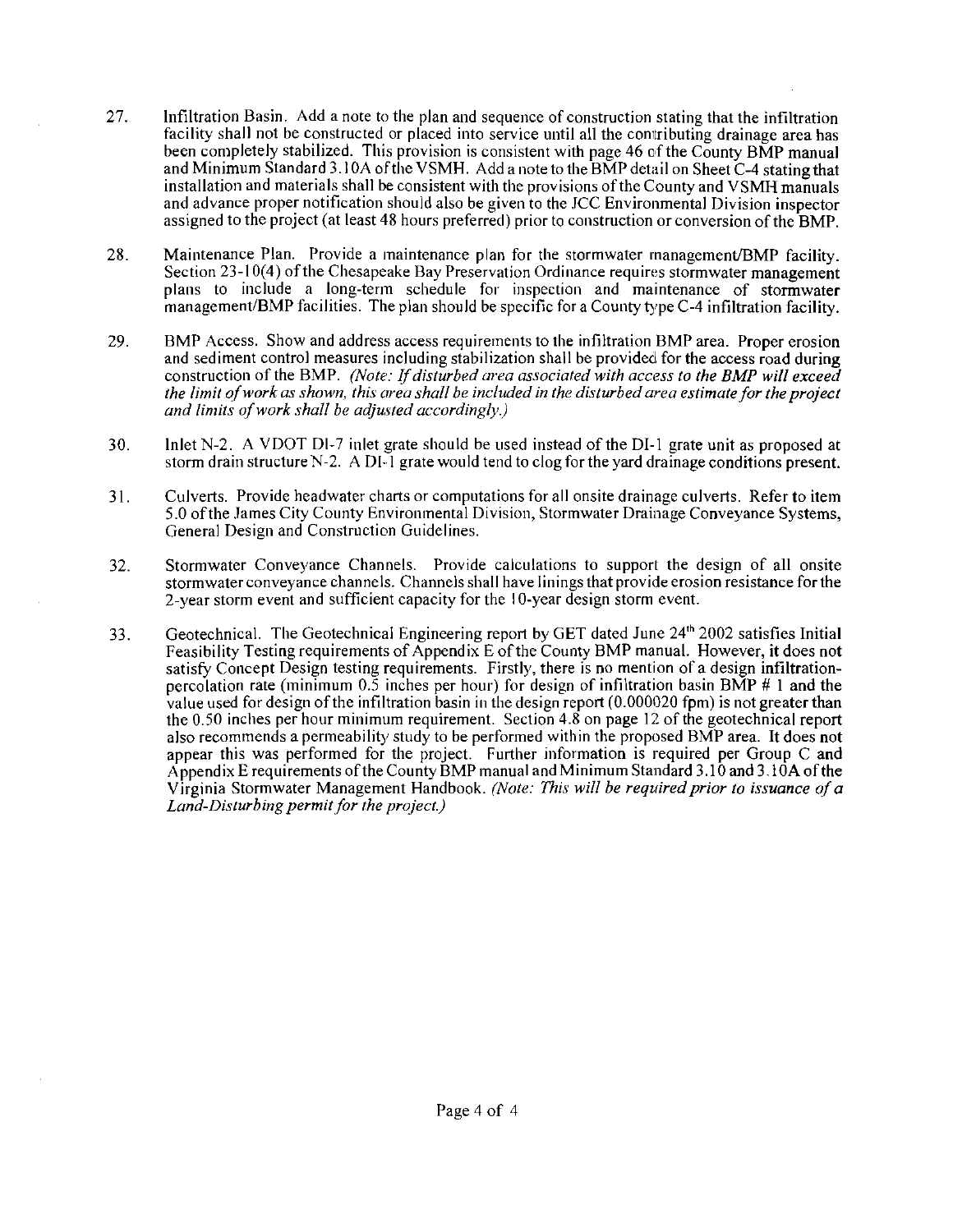27. Infiltration Basin. Add a note to the plan and sequence of construction stating that the infiltration facility shall not be constructed or placed into service until all the contributing drainage area has been completely stabilized. This provision is consistent with page 46 of the County BMP manual and Minimum Standard 3.10A of the VSMH. Add a note to the BMP detail on Sheet C-4 stating that installation and materials shall be consistent with the provisions of the County and VSMH manuals and advance proper notification should also be given to the JCC Environmental Division inspector assigned to the project (at least 48 hours preferred) prior to construction or conversion of the BMP.

28. Maintenance Plan. Provide a maintenance plan for the stormwater management/BMP facility. Section 23-10(4) of the Chesapeake Bay Preservation Ordinance requires stormwater management plans to include a long-term schedule for inspection and maintenance of stormwater management/BMP facilities. The plan should be specific for a County type C-4 infiltration facility.

29. BMP Access. Show and address access requirements to the infiltration BMP area. Proper erosion and sediment control measures including stabilization shall be provided for the access road during construction of the BMP. *(Note: If disturbed area associated with access to the BMP will exceed the limit of work as shown, this area shall be included in the disturbed area estimate for the project and limits of work shall be adjusted accordingly.)*

30. Inlet N-2. A VDOT DI-7 inlet grate should be used instead of the DI-1 grate unit as proposed at storm drain structure N-2. A DI-1 grate would tend to clog for the yard drainage conditions present.

31. Culverts. Provide headwater charts or computations for all onsite drainage culverts. Refer to item 5.0 of the James City County Environmental Division, Stormwater Drainage Conveyance Systems, General Design and Construction Guidelines.

32. Stormwater Conveyance Channels. Provide calculations to support the design of all onsite stormwater conveyance channels. Channels shall have linings that provide erosion resistance for the 2-year storm event and sufficient capacity for the 10-year design storm event.

33. Geotechnical. The Geotechnical Engineering report by GET dated June 24th 2002 satisfies Initial Feasibility Testing requirements of Appendix E of the County BMP manual. However, it does not satisfy Concept Design testing requirements. Firstly, there is no mention of a design infiltration-percolation rate (minimum 0.5 inches per hour) for design of infiltration basin BMP # 1 and the value used for design of the infiltration basin in the design report (0.000020 fpm) is not greater than the 0.50 inches per hour minimum requirement. Section 4.8 on page 12 of the geotechnical report also recommends a permeability study to be performed within the proposed BMP area. It does not appear this was performed for the project. Further information is required per Group C and Appendix E requirements of the County BMP manual and Minimum Standard 3.10 and 3.10A of the Virginia Stormwater Management Handbook. *(Note: This will be required prior to issuance of a Land-Disturbing permit for the project.)*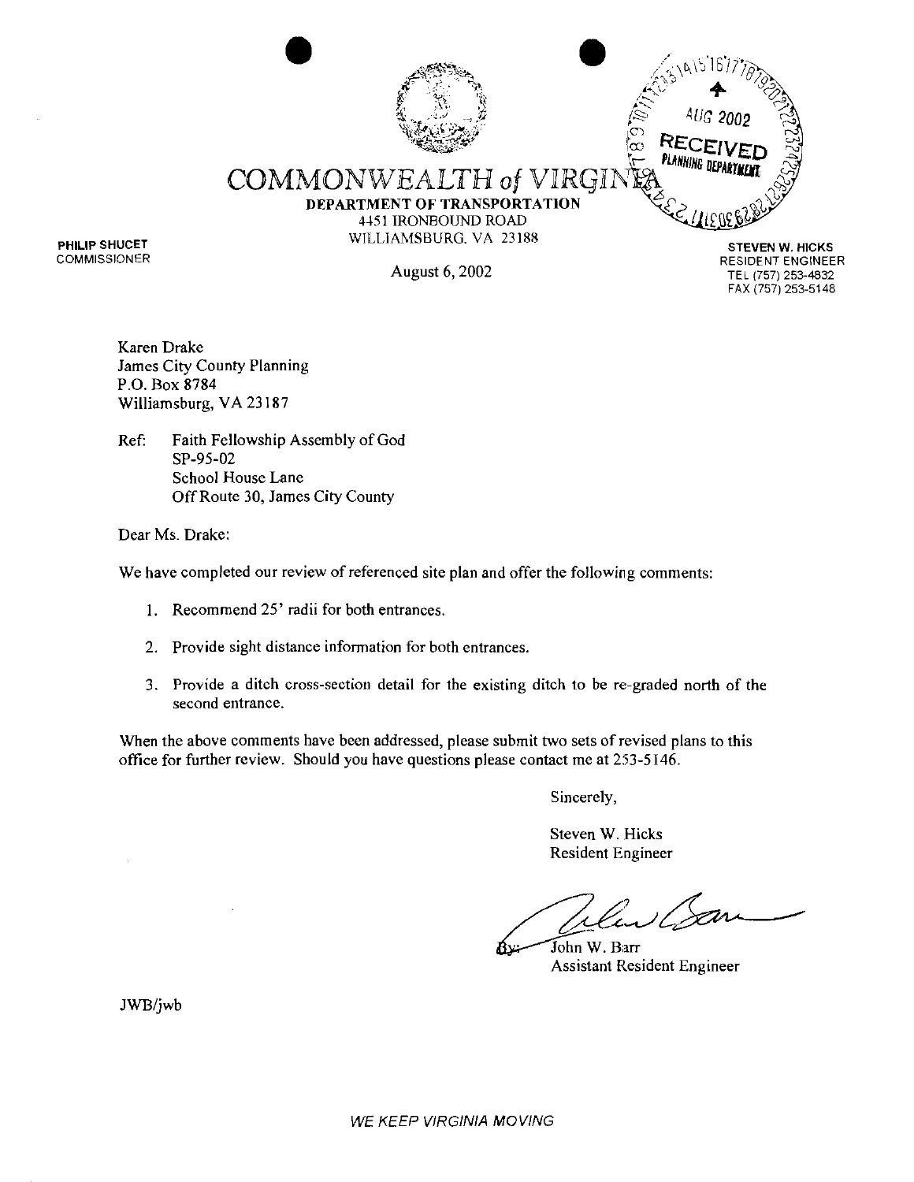# COMMONWEALTH of VIRGINIA

**DEPARTMENT OF TRANSPORTATION**
4451 IRONBOUND ROAD
WILLIAMSBURG, VA 23188

**PHILIP SHUCET**
COMMISSIONER

**STEVEN W. HICKS**
RESIDENT ENGINEER
TEL (757) 253-4832
FAX (757) 253-5148

AUG 2002
RECEIVED
PLANNING DEPARTMENT

August 6, 2002

Karen Drake
James City County Planning
P.O. Box 8784
Williamsburg, VA 23187

Ref: Faith Fellowship Assembly of God
SP-95-02
School House Lane
Off Route 30, James City County

Dear Ms. Drake:

We have completed our review of referenced site plan and offer the following comments:

1. Recommend 25' radii for both entrances.
2. Provide sight distance information for both entrances.
3. Provide a ditch cross-section detail for the existing ditch to be re-graded north of the second entrance.

When the above comments have been addressed, please submit two sets of revised plans to this office for further review. Should you have questions please contact me at 253-5146.

Sincerely,

Steven W. Hicks
Resident Engineer

By: John W. Barr
Assistant Resident Engineer

JWB/jwb

*WE KEEP VIRGINIA MOVING*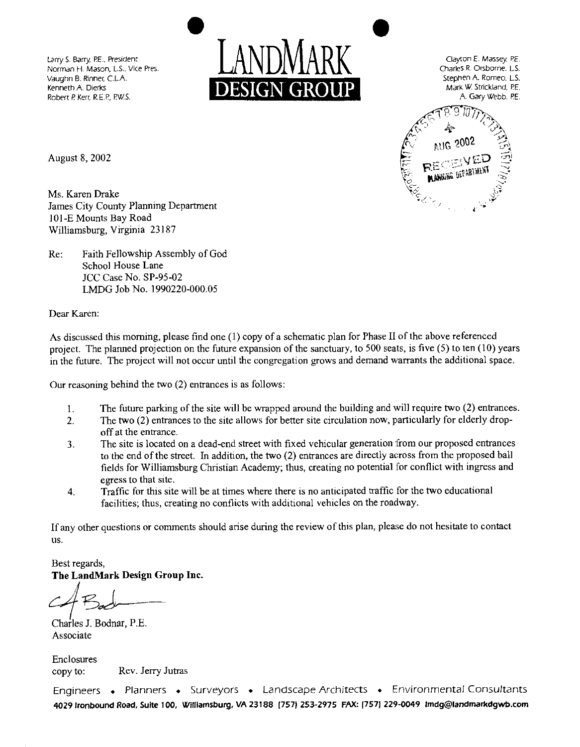Larry S. Barry, P.E., President
Norman H. Mason, L.S., Vice Pres.
Vaughn B. Rinner, C.L.A.
Kenneth A. Dierks
Robert P. Kerr, R.E.P., P.W.S.

# LANDMARK DESIGN GROUP

Clayton E. Massey, P.E.
Charles R. Orsborne, L.S.
Stephen A. Romeo, L.S.
Mark W. Strickland, P.E.
A. Gary Webb, P.E.

AUG 2002
RECEIVED
PLANNING DEPARTMENT

August 8, 2002

Ms. Karen Drake
James City County Planning Department
101-E Mounts Bay Road
Williamsburg, Virginia 23187

Re: Faith Fellowship Assembly of God
School House Lane
JCC Case No. SP-95-02
LMDG Job No. 1990220-000.05

Dear Karen:

As discussed this morning, please find one (1) copy of a schematic plan for Phase II of the above referenced project. The planned projection on the future expansion of the sanctuary, to 500 seats, is five (5) to ten (10) years in the future. The project will not occur until the congregation grows and demand warrants the additional space.

Our reasoning behind the two (2) entrances is as follows:

1. The future parking of the site will be wrapped around the building and will require two (2) entrances.
2. The two (2) entrances to the site allows for better site circulation now, particularly for elderly drop-off at the entrance.
3. The site is located on a dead-end street with fixed vehicular generation from our proposed entrances to the end of the street. In addition, the two (2) entrances are directly across from the proposed ball fields for Williamsburg Christian Academy; thus, creating no potential for conflict with ingress and egress to that site.
4. Traffic for this site will be at times where there is no anticipated traffic for the two educational facilities; thus, creating no conflicts with additional vehicles on the roadway.

If any other questions or comments should arise during the review of this plan, please do not hesitate to contact us.

Best regards,
**The LandMark Design Group Inc.**

Charles J. Bodnar, P.E.
Associate

Enclosures
copy to: Rev. Jerry Jutras

Engineers • Planners • Surveyors • Landscape Architects • Environmental Consultants
**4029 Ironbound Road, Suite 100, Williamsburg, VA 23188 (757) 253-2975 FAX: (757) 229-0049 lmdg@landmarkdgwb.com**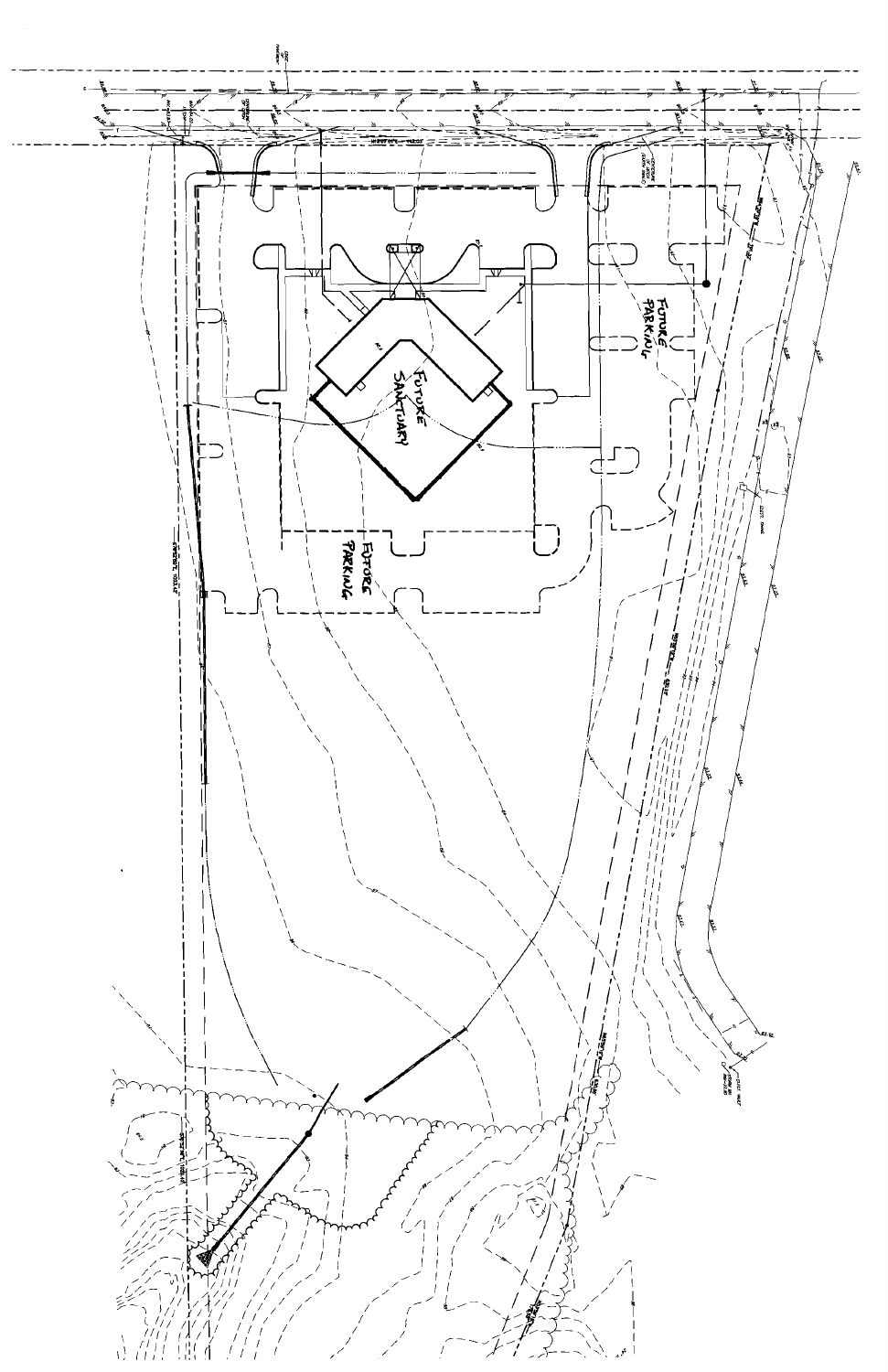FUTURE SANCTUARY

FUTURE PARKING

FUTURE PARKING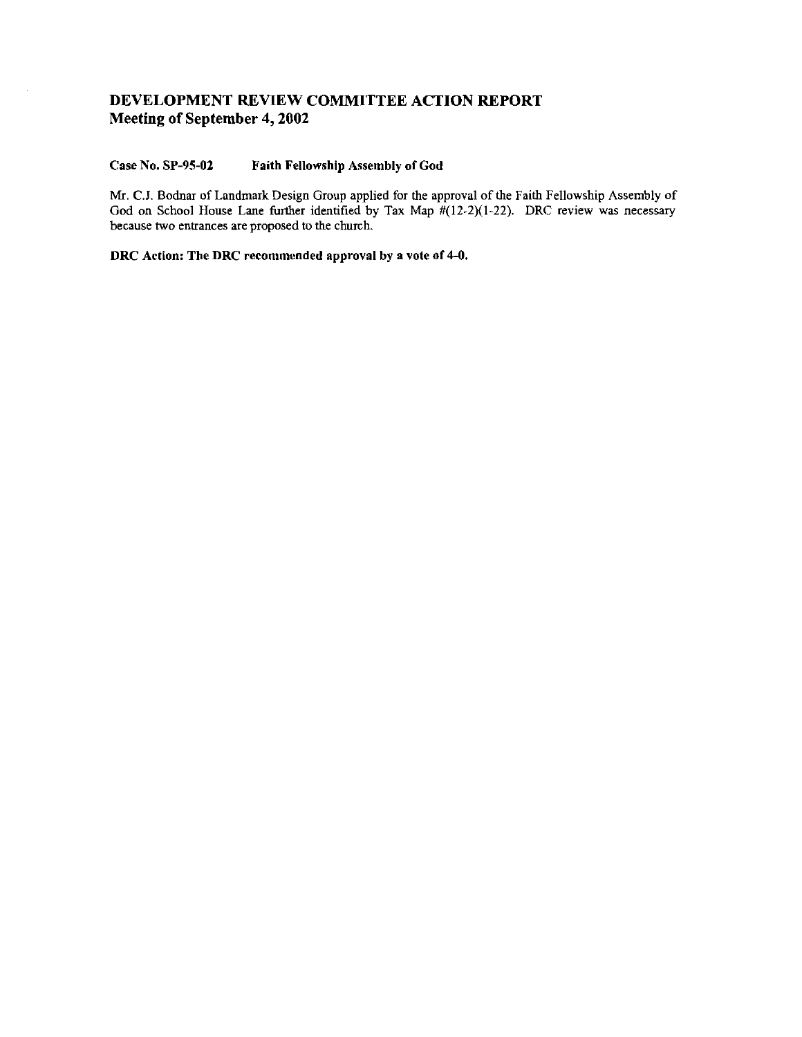# DEVELOPMENT REVIEW COMMITTEE ACTION REPORT
## Meeting of September 4, 2002

**Case No. SP-95-02 Faith Fellowship Assembly of God**

Mr. C.J. Bodnar of Landmark Design Group applied for the approval of the Faith Fellowship Assembly of God on School House Lane further identified by Tax Map #(12-2)(1-22). DRC review was necessary because two entrances are proposed to the church.

**DRC Action: The DRC recommended approval by a vote of 4-0.**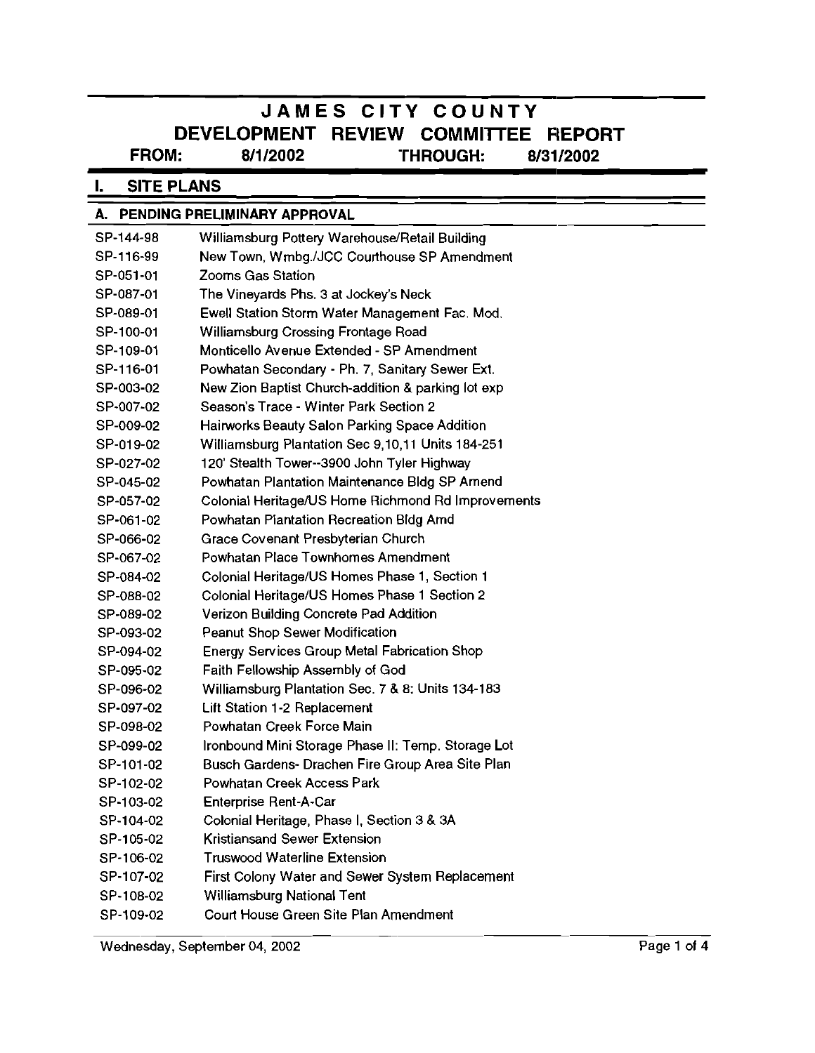# JAMES CITY COUNTY

## DEVELOPMENT REVIEW COMMITTEE REPORT

**FROM:** 8/1/2002 **THROUGH:** 8/31/2002

## I. SITE PLANS

### A. PENDING PRELIMINARY APPROVAL

| | |
|---|---|
| SP-144-98 | Williamsburg Pottery Warehouse/Retail Building |
| SP-116-99 | New Town, Wmbg./JCC Courthouse SP Amendment |
| SP-051-01 | Zooms Gas Station |
| SP-087-01 | The Vineyards Phs. 3 at Jockey's Neck |
| SP-089-01 | Ewell Station Storm Water Management Fac. Mod. |
| SP-100-01 | Williamsburg Crossing Frontage Road |
| SP-109-01 | Monticello Avenue Extended - SP Amendment |
| SP-116-01 | Powhatan Secondary - Ph. 7, Sanitary Sewer Ext. |
| SP-003-02 | New Zion Baptist Church-addition & parking lot exp |
| SP-007-02 | Season's Trace - Winter Park Section 2 |
| SP-009-02 | Hairworks Beauty Salon Parking Space Addition |
| SP-019-02 | Williamsburg Plantation Sec 9,10,11 Units 184-251 |
| SP-027-02 | 120' Stealth Tower--3900 John Tyler Highway |
| SP-045-02 | Powhatan Plantation Maintenance Bldg SP Amend |
| SP-057-02 | Colonial Heritage/US Home Richmond Rd Improvements |
| SP-061-02 | Powhatan Plantation Recreation Bldg Amd |
| SP-066-02 | Grace Covenant Presbyterian Church |
| SP-067-02 | Powhatan Place Townhomes Amendment |
| SP-084-02 | Colonial Heritage/US Homes Phase 1, Section 1 |
| SP-088-02 | Colonial Heritage/US Homes Phase 1 Section 2 |
| SP-089-02 | Verizon Building Concrete Pad Addition |
| SP-093-02 | Peanut Shop Sewer Modification |
| SP-094-02 | Energy Services Group Metal Fabrication Shop |
| SP-095-02 | Faith Fellowship Assembly of God |
| SP-096-02 | Williamsburg Plantation Sec. 7 & 8: Units 134-183 |
| SP-097-02 | Lift Station 1-2 Replacement |
| SP-098-02 | Powhatan Creek Force Main |
| SP-099-02 | Ironbound Mini Storage Phase II: Temp. Storage Lot |
| SP-101-02 | Busch Gardens- Drachen Fire Group Area Site Plan |
| SP-102-02 | Powhatan Creek Access Park |
| SP-103-02 | Enterprise Rent-A-Car |
| SP-104-02 | Colonial Heritage, Phase I, Section 3 & 3A |
| SP-105-02 | Kristiansand Sewer Extension |
| SP-106-02 | Truswood Waterline Extension |
| SP-107-02 | First Colony Water and Sewer System Replacement |
| SP-108-02 | Williamsburg National Tent |
| SP-109-02 | Court House Green Site Plan Amendment |

Wednesday, September 04, 2002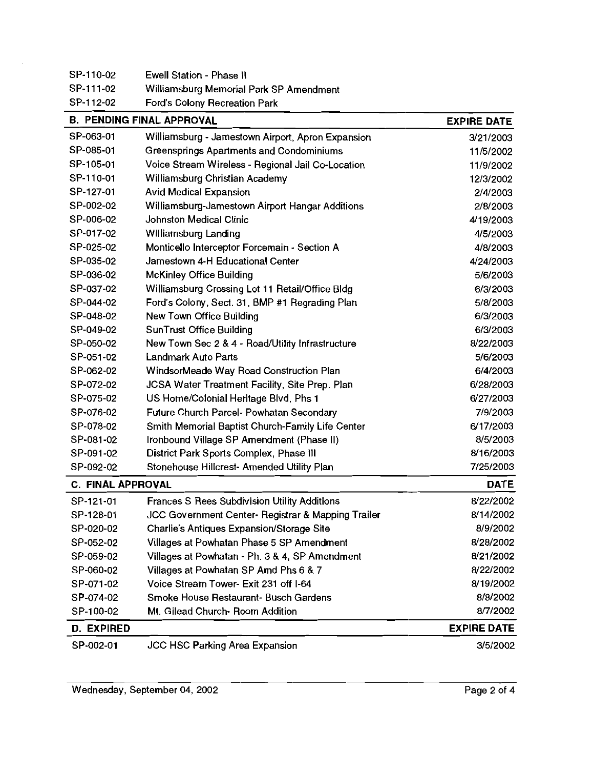| | | |
|---|---|---|
| SP-110-02 | Ewell Station - Phase II | |
| SP-111-02 | Williamsburg Memorial Park SP Amendment | |
| SP-112-02 | Ford's Colony Recreation Park | |

## B. PENDING FINAL APPROVAL

| | | EXPIRE DATE |
|---|---|---|
| SP-063-01 | Williamsburg - Jamestown Airport, Apron Expansion | 3/21/2003 |
| SP-085-01 | Greensprings Apartments and Condominiums | 11/5/2002 |
| SP-105-01 | Voice Stream Wireless - Regional Jail Co-Location | 11/9/2002 |
| SP-110-01 | Williamsburg Christian Academy | 12/3/2002 |
| SP-127-01 | Avid Medical Expansion | 2/4/2003 |
| SP-002-02 | Williamsburg-Jamestown Airport Hangar Additions | 2/8/2003 |
| SP-006-02 | Johnston Medical Clinic | 4/19/2003 |
| SP-017-02 | Williamsburg Landing | 4/5/2003 |
| SP-025-02 | Monticello Interceptor Forcemain - Section A | 4/8/2003 |
| SP-035-02 | Jamestown 4-H Educational Center | 4/24/2003 |
| SP-036-02 | McKinley Office Building | 5/6/2003 |
| SP-037-02 | Williamsburg Crossing Lot 11 Retail/Office Bldg | 6/3/2003 |
| SP-044-02 | Ford's Colony, Sect. 31, BMP #1 Regrading Plan | 5/8/2003 |
| SP-048-02 | New Town Office Building | 6/3/2003 |
| SP-049-02 | SunTrust Office Building | 6/3/2003 |
| SP-050-02 | New Town Sec 2 & 4 - Road/Utility Infrastructure | 8/22/2003 |
| SP-051-02 | Landmark Auto Parts | 5/6/2003 |
| SP-062-02 | WindsorMeade Way Road Construction Plan | 6/4/2003 |
| SP-072-02 | JCSA Water Treatment Facility, Site Prep. Plan | 6/28/2003 |
| SP-075-02 | US Home/Colonial Heritage Blvd, Phs 1 | 6/27/2003 |
| SP-076-02 | Future Church Parcel- Powhatan Secondary | 7/9/2003 |
| SP-078-02 | Smith Memorial Baptist Church-Family Life Center | 6/17/2003 |
| SP-081-02 | Ironbound Village SP Amendment (Phase II) | 8/5/2003 |
| SP-091-02 | District Park Sports Complex, Phase III | 8/16/2003 |
| SP-092-02 | Stonehouse Hillcrest- Amended Utility Plan | 7/25/2003 |

## C. FINAL APPROVAL

| | | DATE |
|---|---|---|
| SP-121-01 | Frances S Rees Subdivision Utility Additions | 8/22/2002 |
| SP-128-01 | JCC Government Center- Registrar & Mapping Trailer | 8/14/2002 |
| SP-020-02 | Charlie's Antiques Expansion/Storage Site | 8/9/2002 |
| SP-052-02 | Villages at Powhatan Phase 5 SP Amendment | 8/28/2002 |
| SP-059-02 | Villages at Powhatan - Ph. 3 & 4, SP Amendment | 8/21/2002 |
| SP-060-02 | Villages at Powhatan SP Amd Phs 6 & 7 | 8/22/2002 |
| SP-071-02 | Voice Stream Tower- Exit 231 off I-64 | 8/19/2002 |
| SP-074-02 | Smoke House Restaurant- Busch Gardens | 8/8/2002 |
| SP-100-02 | Mt. Gilead Church- Room Addition | 8/7/2002 |

## D. EXPIRED

| | | EXPIRE DATE |
|---|---|---|
| SP-002-01 | JCC HSC Parking Area Expansion | 3/5/2002 |

Wednesday, September 04, 2002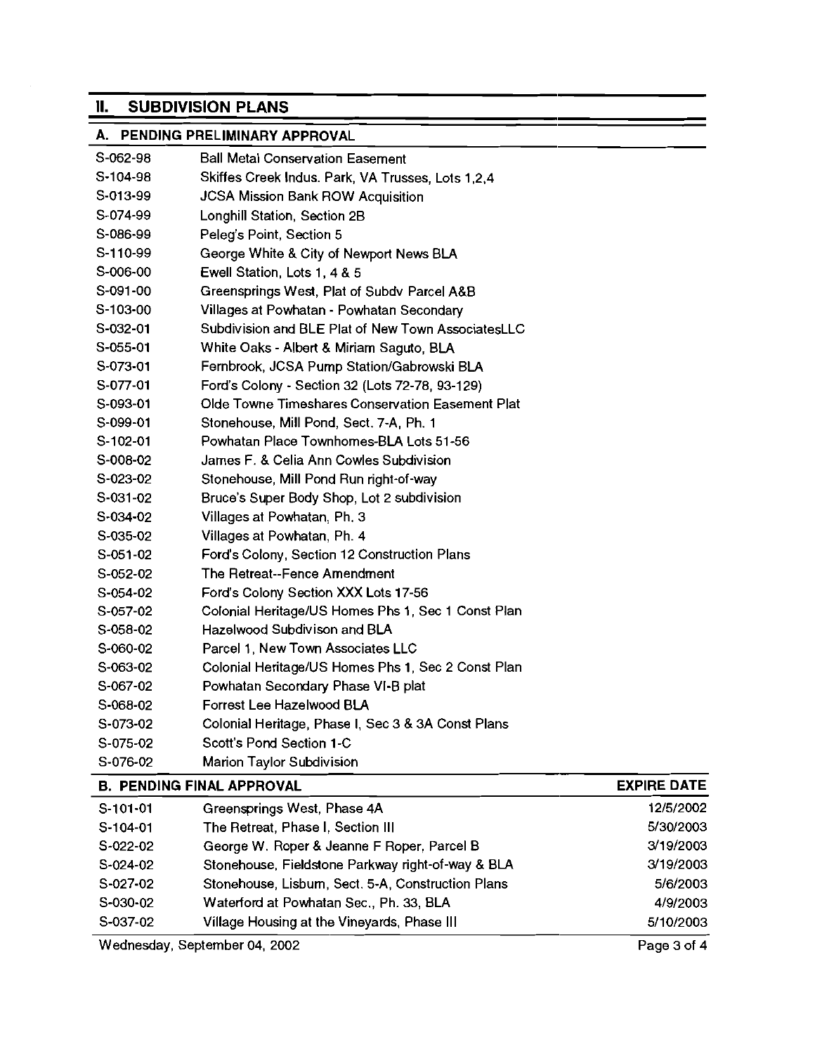## II. SUBDIVISION PLANS

### A. PENDING PRELIMINARY APPROVAL

| | |
|---|---|
| S-062-98 | Ball Metal Conservation Easement |
| S-104-98 | Skiffes Creek Indus. Park, VA Trusses, Lots 1,2,4 |
| S-013-99 | JCSA Mission Bank ROW Acquisition |
| S-074-99 | Longhill Station, Section 2B |
| S-086-99 | Peleg's Point, Section 5 |
| S-110-99 | George White & City of Newport News BLA |
| S-006-00 | Ewell Station, Lots 1, 4 & 5 |
| S-091-00 | Greensprings West, Plat of Subdv Parcel A&B |
| S-103-00 | Villages at Powhatan - Powhatan Secondary |
| S-032-01 | Subdivision and BLE Plat of New Town AssociatesLLC |
| S-055-01 | White Oaks - Albert & Miriam Saguto, BLA |
| S-073-01 | Fernbrook, JCSA Pump Station/Gabrowski BLA |
| S-077-01 | Ford's Colony - Section 32 (Lots 72-78, 93-129) |
| S-093-01 | Olde Towne Timeshares Conservation Easement Plat |
| S-099-01 | Stonehouse, Mill Pond, Sect. 7-A, Ph. 1 |
| S-102-01 | Powhatan Place Townhomes-BLA Lots 51-56 |
| S-008-02 | James F. & Celia Ann Cowles Subdivision |
| S-023-02 | Stonehouse, Mill Pond Run right-of-way |
| S-031-02 | Bruce's Super Body Shop, Lot 2 subdivision |
| S-034-02 | Villages at Powhatan, Ph. 3 |
| S-035-02 | Villages at Powhatan, Ph. 4 |
| S-051-02 | Ford's Colony, Section 12 Construction Plans |
| S-052-02 | The Retreat--Fence Amendment |
| S-054-02 | Ford's Colony Section XXX Lots 17-56 |
| S-057-02 | Colonial Heritage/US Homes Phs 1, Sec 1 Const Plan |
| S-058-02 | Hazelwood Subdivison and BLA |
| S-060-02 | Parcel 1, New Town Associates LLC |
| S-063-02 | Colonial Heritage/US Homes Phs 1, Sec 2 Const Plan |
| S-067-02 | Powhatan Secondary Phase VI-B plat |
| S-068-02 | Forrest Lee Hazelwood BLA |
| S-073-02 | Colonial Heritage, Phase I, Sec 3 & 3A Const Plans |
| S-075-02 | Scott's Pond Section 1-C |
| S-076-02 | Marion Taylor Subdivision |

### B. PENDING FINAL APPROVAL

| | | EXPIRE DATE |
|---|---|---|
| S-101-01 | Greensprings West, Phase 4A | 12/5/2002 |
| S-104-01 | The Retreat, Phase I, Section III | 5/30/2003 |
| S-022-02 | George W. Roper & Jeanne F Roper, Parcel B | 3/19/2003 |
| S-024-02 | Stonehouse, Fieldstone Parkway right-of-way & BLA | 3/19/2003 |
| S-027-02 | Stonehouse, Lisburn, Sect. 5-A, Construction Plans | 5/6/2003 |
| S-030-02 | Waterford at Powhatan Sec., Ph. 33, BLA | 4/9/2003 |
| S-037-02 | Village Housing at the Vineyards, Phase III | 5/10/2003 |

Wednesday, September 04, 2002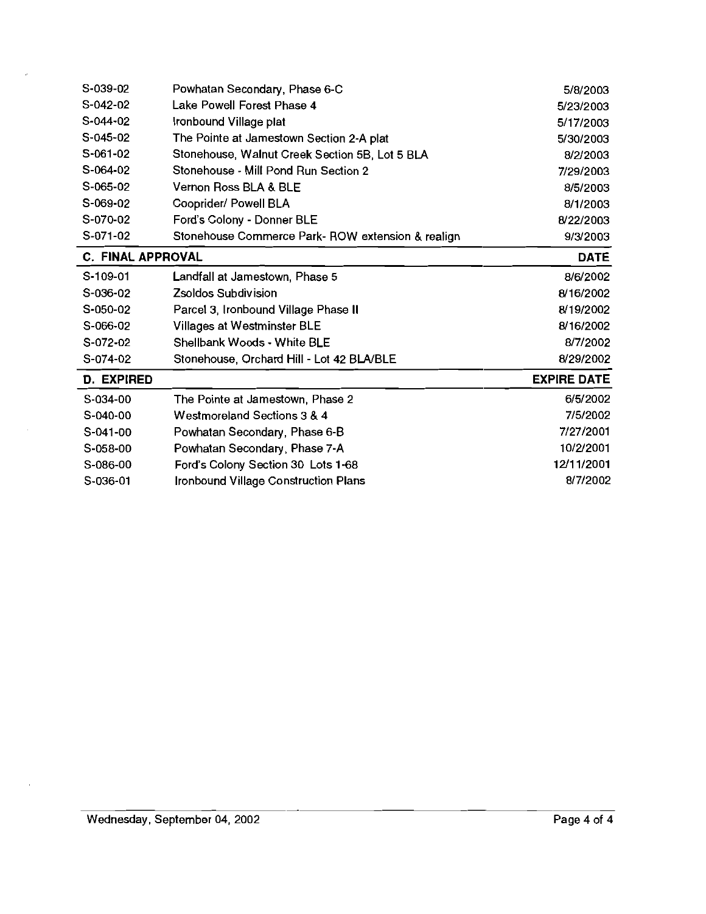| | | |
|---|---|---|
| S-039-02 | Powhatan Secondary, Phase 6-C | 5/8/2003 |
| S-042-02 | Lake Powell Forest Phase 4 | 5/23/2003 |
| S-044-02 | Ironbound Village plat | 5/17/2003 |
| S-045-02 | The Pointe at Jamestown Section 2-A plat | 5/30/2003 |
| S-061-02 | Stonehouse, Walnut Creek Section 5B, Lot 5 BLA | 8/2/2003 |
| S-064-02 | Stonehouse - Mill Pond Run Section 2 | 7/29/2003 |
| S-065-02 | Vernon Ross BLA & BLE | 8/5/2003 |
| S-069-02 | Cooprider/ Powell BLA | 8/1/2003 |
| S-070-02 | Ford's Colony - Donner BLE | 8/22/2003 |
| S-071-02 | Stonehouse Commerce Park- ROW extension & realign | 9/3/2003 |

| **C. FINAL APPROVAL** | | **DATE** |
|---|---|---|
| S-109-01 | Landfall at Jamestown, Phase 5 | 8/6/2002 |
| S-036-02 | Zsoldos Subdivision | 8/16/2002 |
| S-050-02 | Parcel 3, Ironbound Village Phase II | 8/19/2002 |
| S-066-02 | Villages at Westminster BLE | 8/16/2002 |
| S-072-02 | Shellbank Woods - White BLE | 8/7/2002 |
| S-074-02 | Stonehouse, Orchard Hill - Lot 42 BLA/BLE | 8/29/2002 |

| **D. EXPIRED** | | **EXPIRE DATE** |
|---|---|---|
| S-034-00 | The Pointe at Jamestown, Phase 2 | 6/5/2002 |
| S-040-00 | Westmoreland Sections 3 & 4 | 7/5/2002 |
| S-041-00 | Powhatan Secondary, Phase 6-B | 7/27/2001 |
| S-058-00 | Powhatan Secondary, Phase 7-A | 10/2/2001 |
| S-086-00 | Ford's Colony Section 30 Lots 1-68 | 12/11/2001 |
| S-036-01 | Ironbound Village Construction Plans | 8/7/2002 |

Wednesday, September 04, 2002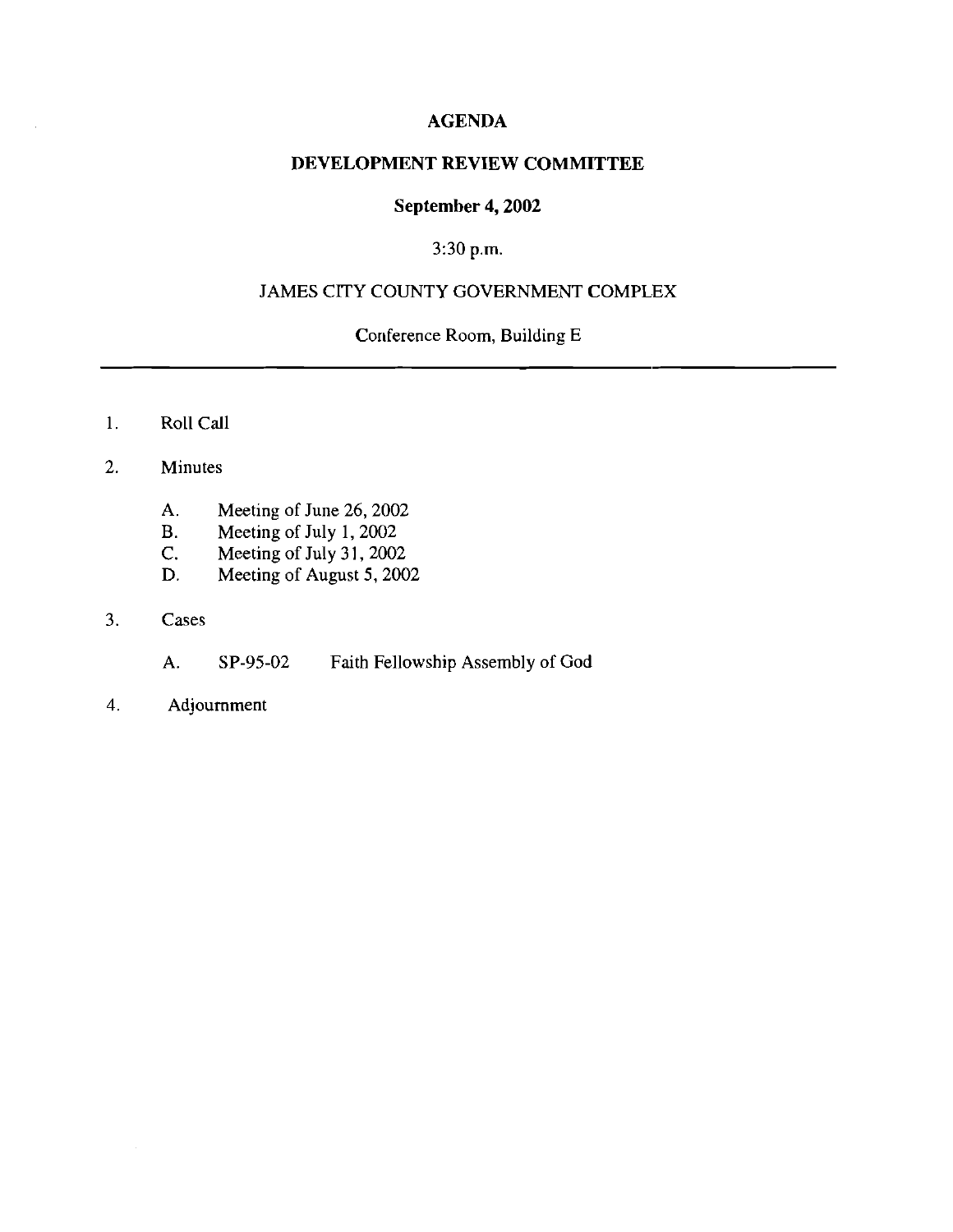# AGENDA

## DEVELOPMENT REVIEW COMMITTEE

**September 4, 2002**

3:30 p.m.

JAMES CITY COUNTY GOVERNMENT COMPLEX

Conference Room, Building E

---

1. Roll Call

2. Minutes

   A. Meeting of June 26, 2002
   B. Meeting of July 1, 2002
   C. Meeting of July 31, 2002
   D. Meeting of August 5, 2002

3. Cases

   A. SP-95-02 Faith Fellowship Assembly of God

4. Adjournment